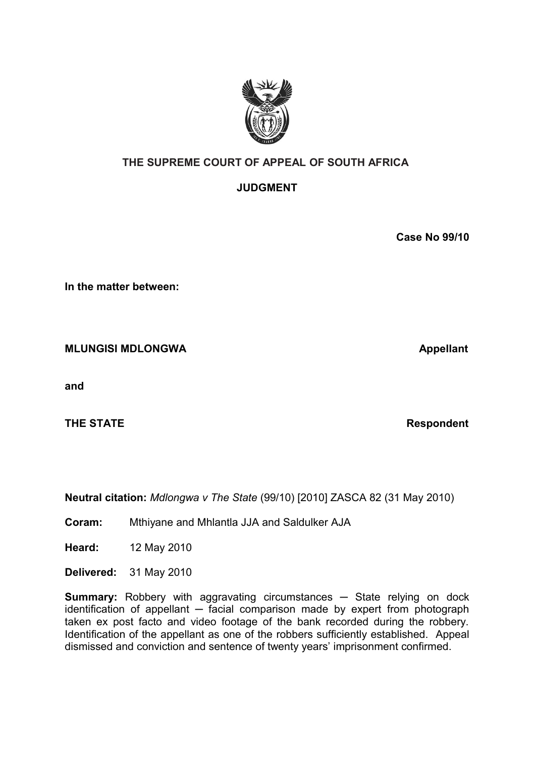**THE SUPREME COURT OF APPEAL OF SOUTH AFRICA**

**JUDGMENT**

**Case No 99/10**

**In the matter between:**

**MLUNGISI MDLONGWA** **Appellant**

**and**

**THE STATE** **Respondent**

**Neutral citation:** *Mdlongwa v The State* (99/10) [2010] ZASCA 82 (31 May 2010)

**Coram:** Mthiyane and Mhlantla JJA and Saldulker AJA

**Heard:** 12 May 2010

**Delivered:** 31 May 2010

**Summary:** Robbery with aggravating circumstances ─ State relying on dock identification of appellant ─ facial comparison made by expert from photograph taken ex post facto and video footage of the bank recorded during the robbery. Identification of the appellant as one of the robbers sufficiently established. Appeal dismissed and conviction and sentence of twenty years' imprisonment confirmed.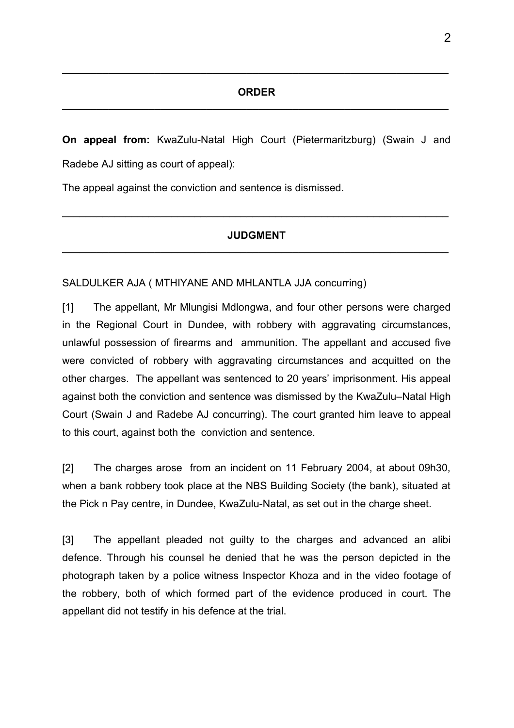## ORDER

**On appeal from:** KwaZulu-Natal High Court (Pietermaritzburg) (Swain J and Radebe AJ sitting as court of appeal):

The appeal against the conviction and sentence is dismissed.

## JUDGMENT

SALDULKER AJA ( MTHIYANE AND MHLANTLA JJA concurring)

[1] The appellant, Mr Mlungisi Mdlongwa, and four other persons were charged in the Regional Court in Dundee, with robbery with aggravating circumstances, unlawful possession of firearms and ammunition. The appellant and accused five were convicted of robbery with aggravating circumstances and acquitted on the other charges. The appellant was sentenced to 20 years' imprisonment. His appeal against both the conviction and sentence was dismissed by the KwaZulu–Natal High Court (Swain J and Radebe AJ concurring). The court granted him leave to appeal to this court, against both the conviction and sentence.

[2] The charges arose from an incident on 11 February 2004, at about 09h30, when a bank robbery took place at the NBS Building Society (the bank), situated at the Pick n Pay centre, in Dundee, KwaZulu-Natal, as set out in the charge sheet.

[3] The appellant pleaded not guilty to the charges and advanced an alibi defence. Through his counsel he denied that he was the person depicted in the photograph taken by a police witness Inspector Khoza and in the video footage of the robbery, both of which formed part of the evidence produced in court. The appellant did not testify in his defence at the trial.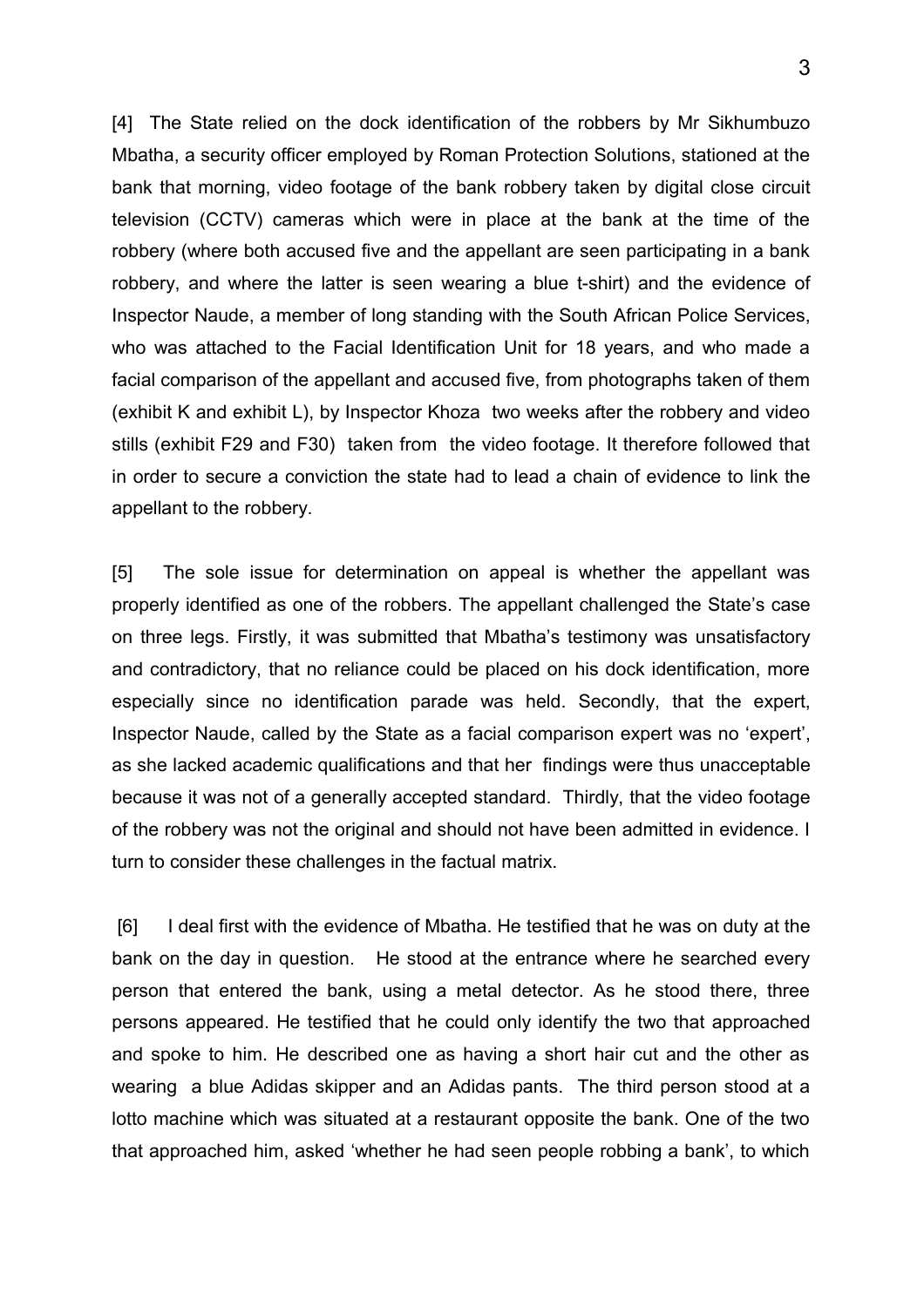[4] The State relied on the dock identification of the robbers by Mr Sikhumbuzo Mbatha, a security officer employed by Roman Protection Solutions, stationed at the bank that morning, video footage of the bank robbery taken by digital close circuit television (CCTV) cameras which were in place at the bank at the time of the robbery (where both accused five and the appellant are seen participating in a bank robbery, and where the latter is seen wearing a blue t-shirt) and the evidence of Inspector Naude, a member of long standing with the South African Police Services, who was attached to the Facial Identification Unit for 18 years, and who made a facial comparison of the appellant and accused five, from photographs taken of them (exhibit K and exhibit L), by Inspector Khoza two weeks after the robbery and video stills (exhibit F29 and F30) taken from the video footage. It therefore followed that in order to secure a conviction the state had to lead a chain of evidence to link the appellant to the robbery.

[5] The sole issue for determination on appeal is whether the appellant was properly identified as one of the robbers. The appellant challenged the State's case on three legs. Firstly, it was submitted that Mbatha's testimony was unsatisfactory and contradictory, that no reliance could be placed on his dock identification, more especially since no identification parade was held. Secondly, that the expert, Inspector Naude, called by the State as a facial comparison expert was no 'expert', as she lacked academic qualifications and that her findings were thus unacceptable because it was not of a generally accepted standard. Thirdly, that the video footage of the robbery was not the original and should not have been admitted in evidence. I turn to consider these challenges in the factual matrix.

[6] I deal first with the evidence of Mbatha. He testified that he was on duty at the bank on the day in question. He stood at the entrance where he searched every person that entered the bank, using a metal detector. As he stood there, three persons appeared. He testified that he could only identify the two that approached and spoke to him. He described one as having a short hair cut and the other as wearing a blue Adidas skipper and an Adidas pants. The third person stood at a lotto machine which was situated at a restaurant opposite the bank. One of the two that approached him, asked 'whether he had seen people robbing a bank', to which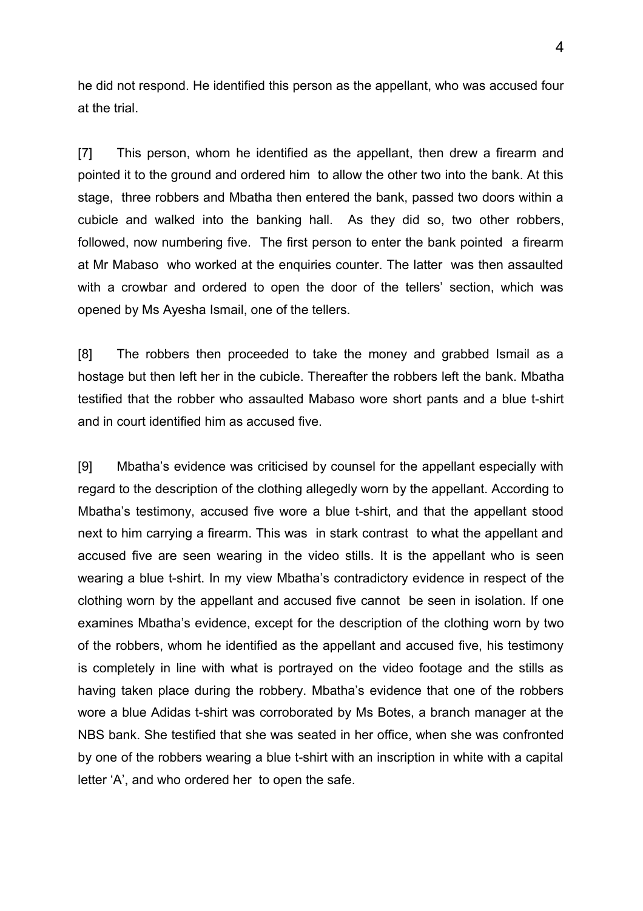he did not respond. He identified this person as the appellant, who was accused four at the trial.

[7] This person, whom he identified as the appellant, then drew a firearm and pointed it to the ground and ordered him to allow the other two into the bank. At this stage, three robbers and Mbatha then entered the bank, passed two doors within a cubicle and walked into the banking hall. As they did so, two other robbers, followed, now numbering five. The first person to enter the bank pointed a firearm at Mr Mabaso who worked at the enquiries counter. The latter was then assaulted with a crowbar and ordered to open the door of the tellers' section, which was opened by Ms Ayesha Ismail, one of the tellers.

[8] The robbers then proceeded to take the money and grabbed Ismail as a hostage but then left her in the cubicle. Thereafter the robbers left the bank. Mbatha testified that the robber who assaulted Mabaso wore short pants and a blue t-shirt and in court identified him as accused five.

[9] Mbatha's evidence was criticised by counsel for the appellant especially with regard to the description of the clothing allegedly worn by the appellant. According to Mbatha's testimony, accused five wore a blue t-shirt, and that the appellant stood next to him carrying a firearm. This was in stark contrast to what the appellant and accused five are seen wearing in the video stills. It is the appellant who is seen wearing a blue t-shirt. In my view Mbatha's contradictory evidence in respect of the clothing worn by the appellant and accused five cannot be seen in isolation. If one examines Mbatha's evidence, except for the description of the clothing worn by two of the robbers, whom he identified as the appellant and accused five, his testimony is completely in line with what is portrayed on the video footage and the stills as having taken place during the robbery. Mbatha's evidence that one of the robbers wore a blue Adidas t-shirt was corroborated by Ms Botes, a branch manager at the NBS bank. She testified that she was seated in her office, when she was confronted by one of the robbers wearing a blue t-shirt with an inscription in white with a capital letter 'A', and who ordered her to open the safe.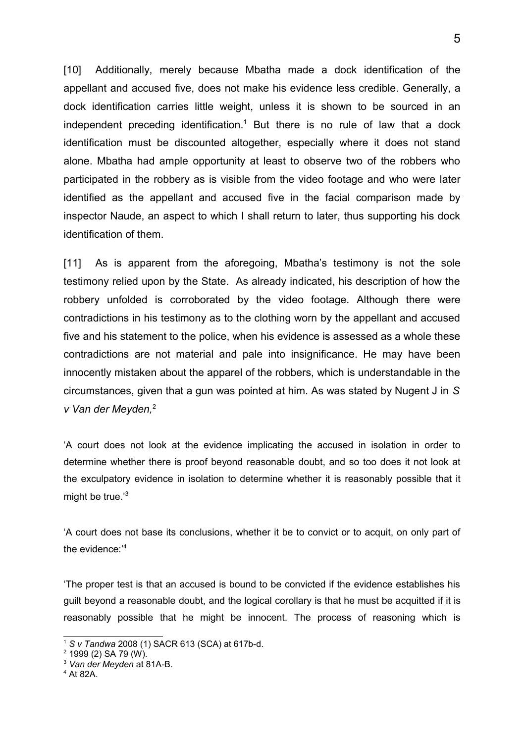[10] Additionally, merely because Mbatha made a dock identification of the appellant and accused five, does not make his evidence less credible. Generally, a dock identification carries little weight, unless it is shown to be sourced in an independent preceding identification.[1] But there is no rule of law that a dock identification must be discounted altogether, especially where it does not stand alone. Mbatha had ample opportunity at least to observe two of the robbers who participated in the robbery as is visible from the video footage and who were later identified as the appellant and accused five in the facial comparison made by inspector Naude, an aspect to which I shall return to later, thus supporting his dock identification of them.

[11] As is apparent from the aforegoing, Mbatha's testimony is not the sole testimony relied upon by the State. As already indicated, his description of how the robbery unfolded is corroborated by the video footage. Although there were contradictions in his testimony as to the clothing worn by the appellant and accused five and his statement to the police, when his evidence is assessed as a whole these contradictions are not material and pale into insignificance. He may have been innocently mistaken about the apparel of the robbers, which is understandable in the circumstances, given that a gun was pointed at him. As was stated by Nugent J in *S v Van der Meyden,*[2]

'A court does not look at the evidence implicating the accused in isolation in order to determine whether there is proof beyond reasonable doubt, and so too does it not look at the exculpatory evidence in isolation to determine whether it is reasonably possible that it might be true.'[3]

'A court does not base its conclusions, whether it be to convict or to acquit, on only part of the evidence:'[4]

'The proper test is that an accused is bound to be convicted if the evidence establishes his guilt beyond a reasonable doubt, and the logical corollary is that he must be acquitted if it is reasonably possible that he might be innocent. The process of reasoning which is

---

[1] *S v Tandwa* 2008 (1) SACR 613 (SCA) at 617b-d.

[2] 1999 (2) SA 79 (W).

[3] *Van der Meyden* at 81A-B.

[4] At 82A.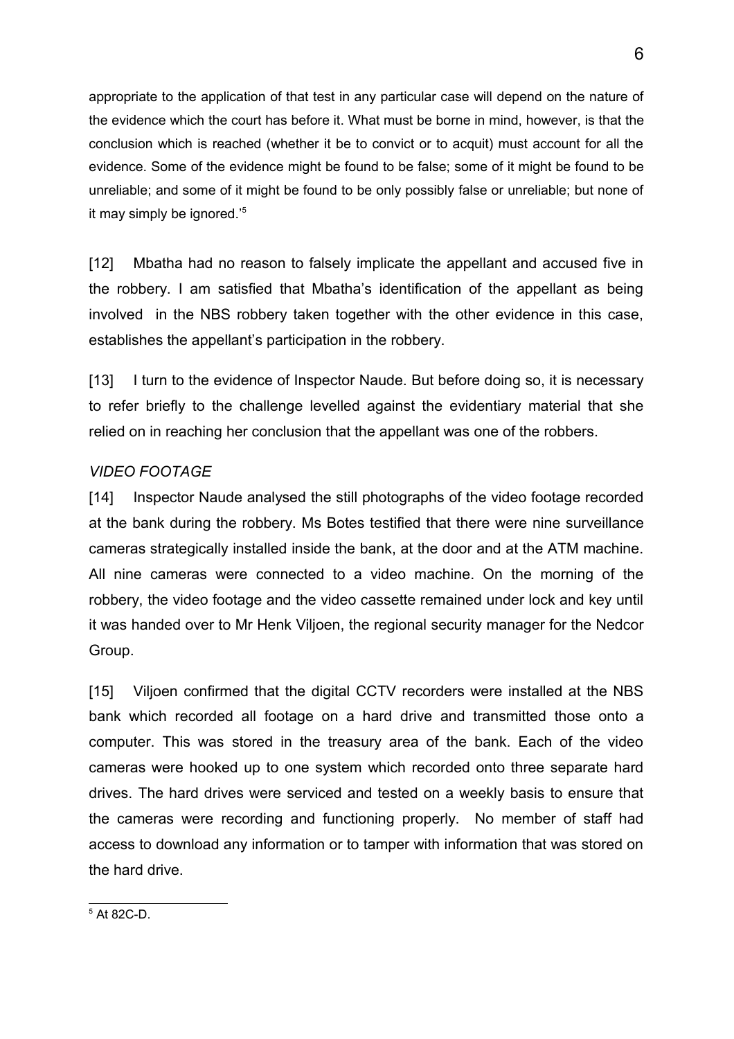appropriate to the application of that test in any particular case will depend on the nature of the evidence which the court has before it. What must be borne in mind, however, is that the conclusion which is reached (whether it be to convict or to acquit) must account for all the evidence. Some of the evidence might be found to be false; some of it might be found to be unreliable; and some of it might be found to be only possibly false or unreliable; but none of it may simply be ignored.'[5]

[12] Mbatha had no reason to falsely implicate the appellant and accused five in the robbery. I am satisfied that Mbatha's identification of the appellant as being involved in the NBS robbery taken together with the other evidence in this case, establishes the appellant's participation in the robbery.

[13] I turn to the evidence of Inspector Naude. But before doing so, it is necessary to refer briefly to the challenge levelled against the evidentiary material that she relied on in reaching her conclusion that the appellant was one of the robbers.

*VIDEO FOOTAGE*

[14] Inspector Naude analysed the still photographs of the video footage recorded at the bank during the robbery. Ms Botes testified that there were nine surveillance cameras strategically installed inside the bank, at the door and at the ATM machine. All nine cameras were connected to a video machine. On the morning of the robbery, the video footage and the video cassette remained under lock and key until it was handed over to Mr Henk Viljoen, the regional security manager for the Nedcor Group.

[15] Viljoen confirmed that the digital CCTV recorders were installed at the NBS bank which recorded all footage on a hard drive and transmitted those onto a computer. This was stored in the treasury area of the bank. Each of the video cameras were hooked up to one system which recorded onto three separate hard drives. The hard drives were serviced and tested on a weekly basis to ensure that the cameras were recording and functioning properly. No member of staff had access to download any information or to tamper with information that was stored on the hard drive.

---

[5] At 82C-D.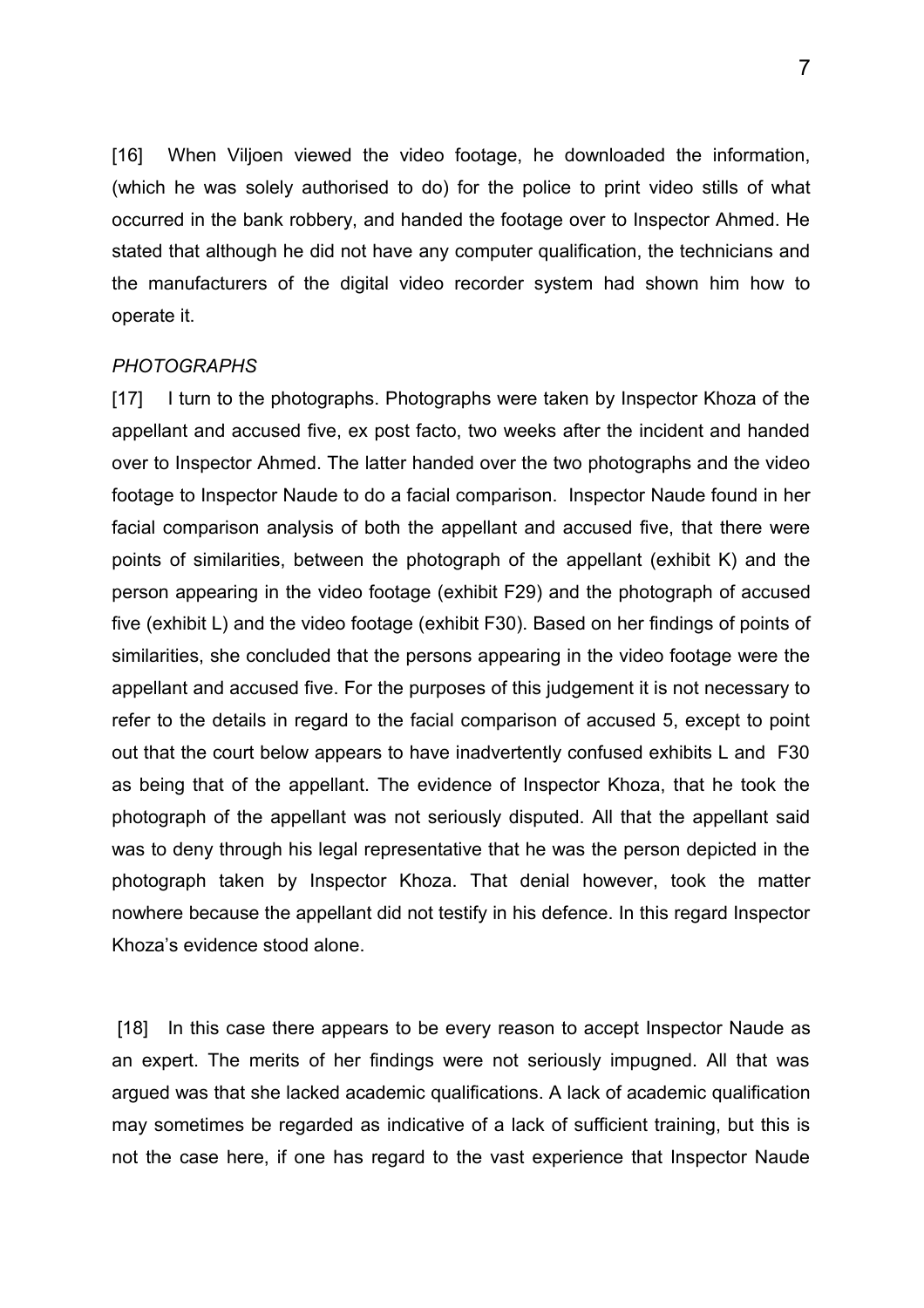[16] When Viljoen viewed the video footage, he downloaded the information, (which he was solely authorised to do) for the police to print video stills of what occurred in the bank robbery, and handed the footage over to Inspector Ahmed. He stated that although he did not have any computer qualification, the technicians and the manufacturers of the digital video recorder system had shown him how to operate it.

*PHOTOGRAPHS*

[17] I turn to the photographs. Photographs were taken by Inspector Khoza of the appellant and accused five, ex post facto, two weeks after the incident and handed over to Inspector Ahmed. The latter handed over the two photographs and the video footage to Inspector Naude to do a facial comparison. Inspector Naude found in her facial comparison analysis of both the appellant and accused five, that there were points of similarities, between the photograph of the appellant (exhibit K) and the person appearing in the video footage (exhibit F29) and the photograph of accused five (exhibit L) and the video footage (exhibit F30). Based on her findings of points of similarities, she concluded that the persons appearing in the video footage were the appellant and accused five. For the purposes of this judgement it is not necessary to refer to the details in regard to the facial comparison of accused 5, except to point out that the court below appears to have inadvertently confused exhibits L and F30 as being that of the appellant. The evidence of Inspector Khoza, that he took the photograph of the appellant was not seriously disputed. All that the appellant said was to deny through his legal representative that he was the person depicted in the photograph taken by Inspector Khoza. That denial however, took the matter nowhere because the appellant did not testify in his defence. In this regard Inspector Khoza's evidence stood alone.

[18] In this case there appears to be every reason to accept Inspector Naude as an expert. The merits of her findings were not seriously impugned. All that was argued was that she lacked academic qualifications. A lack of academic qualification may sometimes be regarded as indicative of a lack of sufficient training, but this is not the case here, if one has regard to the vast experience that Inspector Naude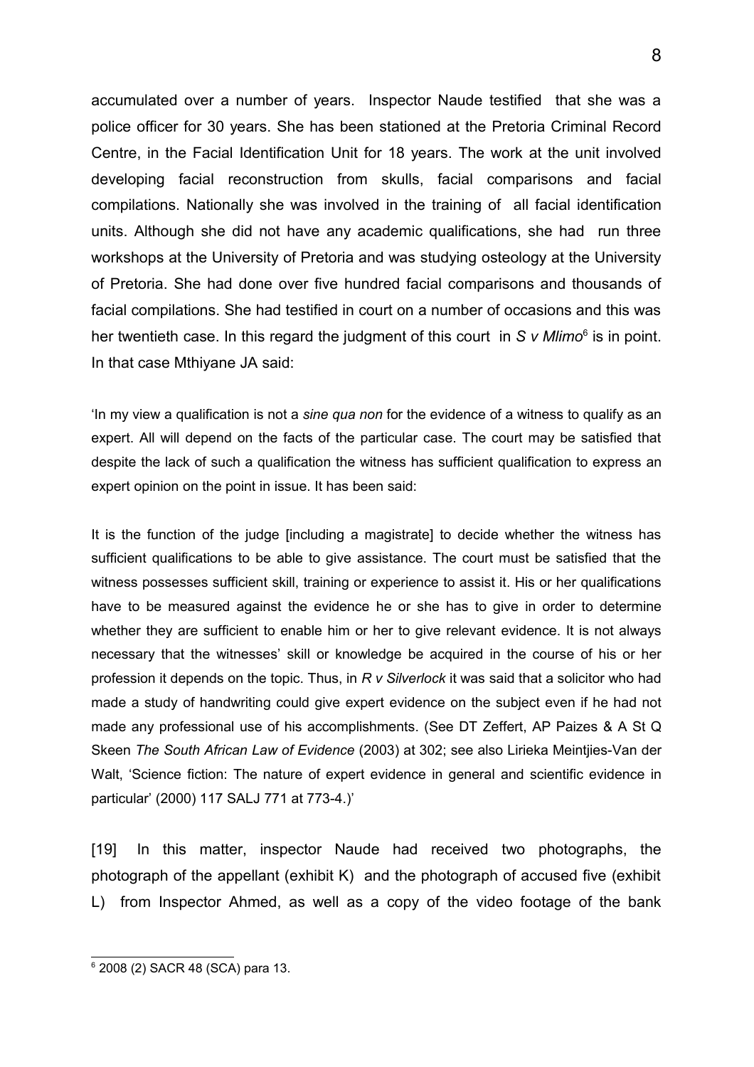accumulated over a number of years. Inspector Naude testified that she was a police officer for 30 years. She has been stationed at the Pretoria Criminal Record Centre, in the Facial Identification Unit for 18 years. The work at the unit involved developing facial reconstruction from skulls, facial comparisons and facial compilations. Nationally she was involved in the training of all facial identification units. Although she did not have any academic qualifications, she had run three workshops at the University of Pretoria and was studying osteology at the University of Pretoria. She had done over five hundred facial comparisons and thousands of facial compilations. She had testified in court on a number of occasions and this was her twentieth case. In this regard the judgment of this court in *S v Mlimo*[6] is in point. In that case Mthiyane JA said:

> 'In my view a qualification is not a *sine qua non* for the evidence of a witness to qualify as an expert. All will depend on the facts of the particular case. The court may be satisfied that despite the lack of such a qualification the witness has sufficient qualification to express an expert opinion on the point in issue. It has been said:
>
> It is the function of the judge [including a magistrate] to decide whether the witness has sufficient qualifications to be able to give assistance. The court must be satisfied that the witness possesses sufficient skill, training or experience to assist it. His or her qualifications have to be measured against the evidence he or she has to give in order to determine whether they are sufficient to enable him or her to give relevant evidence. It is not always necessary that the witnesses' skill or knowledge be acquired in the course of his or her profession it depends on the topic. Thus, in *R v Silverlock* it was said that a solicitor who had made a study of handwriting could give expert evidence on the subject even if he had not made any professional use of his accomplishments. (See DT Zeffert, AP Paizes & A St Q Skeen *The South African Law of Evidence* (2003) at 302; see also Lirieka Meintjies-Van der Walt, 'Science fiction: The nature of expert evidence in general and scientific evidence in particular' (2000) 117 SALJ 771 at 773-4.)'

[19] In this matter, inspector Naude had received two photographs, the photograph of the appellant (exhibit K) and the photograph of accused five (exhibit L) from Inspector Ahmed, as well as a copy of the video footage of the bank

---

[6] 2008 (2) SACR 48 (SCA) para 13.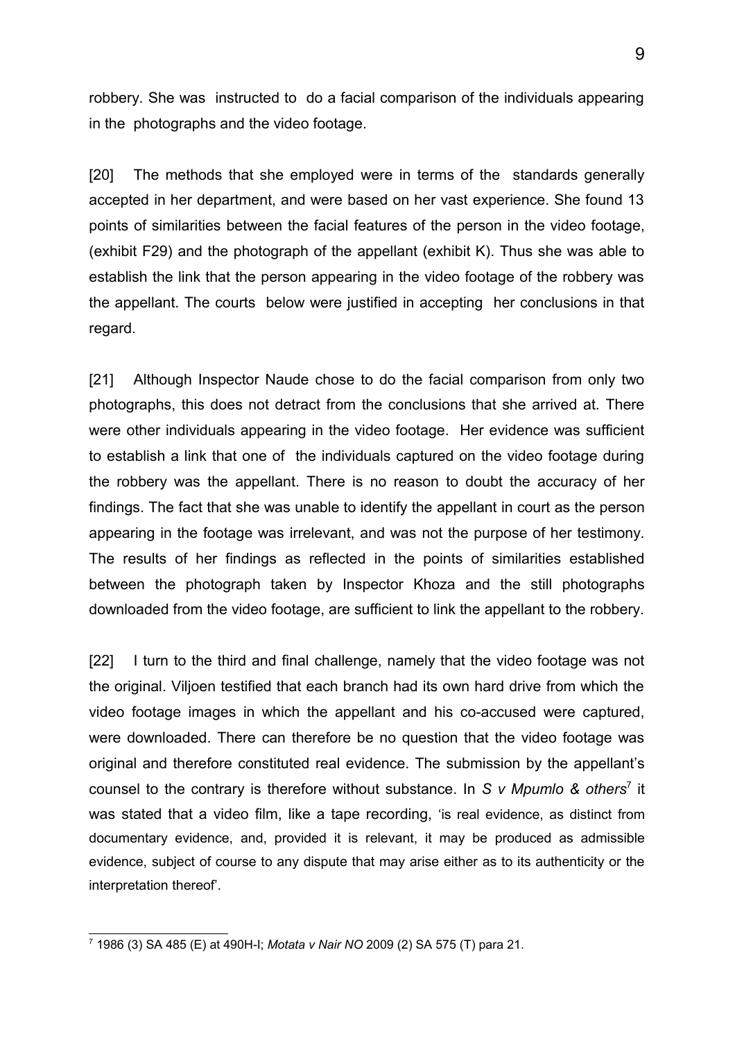robbery. She was instructed to do a facial comparison of the individuals appearing in the photographs and the video footage.

[20] The methods that she employed were in terms of the standards generally accepted in her department, and were based on her vast experience. She found 13 points of similarities between the facial features of the person in the video footage, (exhibit F29) and the photograph of the appellant (exhibit K). Thus she was able to establish the link that the person appearing in the video footage of the robbery was the appellant. The courts below were justified in accepting her conclusions in that regard.

[21] Although Inspector Naude chose to do the facial comparison from only two photographs, this does not detract from the conclusions that she arrived at. There were other individuals appearing in the video footage. Her evidence was sufficient to establish a link that one of the individuals captured on the video footage during the robbery was the appellant. There is no reason to doubt the accuracy of her findings. The fact that she was unable to identify the appellant in court as the person appearing in the footage was irrelevant, and was not the purpose of her testimony. The results of her findings as reflected in the points of similarities established between the photograph taken by Inspector Khoza and the still photographs downloaded from the video footage, are sufficient to link the appellant to the robbery.

[22] I turn to the third and final challenge, namely that the video footage was not the original. Viljoen testified that each branch had its own hard drive from which the video footage images in which the appellant and his co-accused were captured, were downloaded. There can therefore be no question that the video footage was original and therefore constituted real evidence. The submission by the appellant's counsel to the contrary is therefore without substance. In *S v Mpumlo & others*[7] it was stated that a video film, like a tape recording, 'is real evidence, as distinct from documentary evidence, and, provided it is relevant, it may be produced as admissible evidence, subject of course to any dispute that may arise either as to its authenticity or the interpretation thereof'.

---

[7] 1986 (3) SA 485 (E) at 490H-I; *Motata v Nair NO* 2009 (2) SA 575 (T) para 21.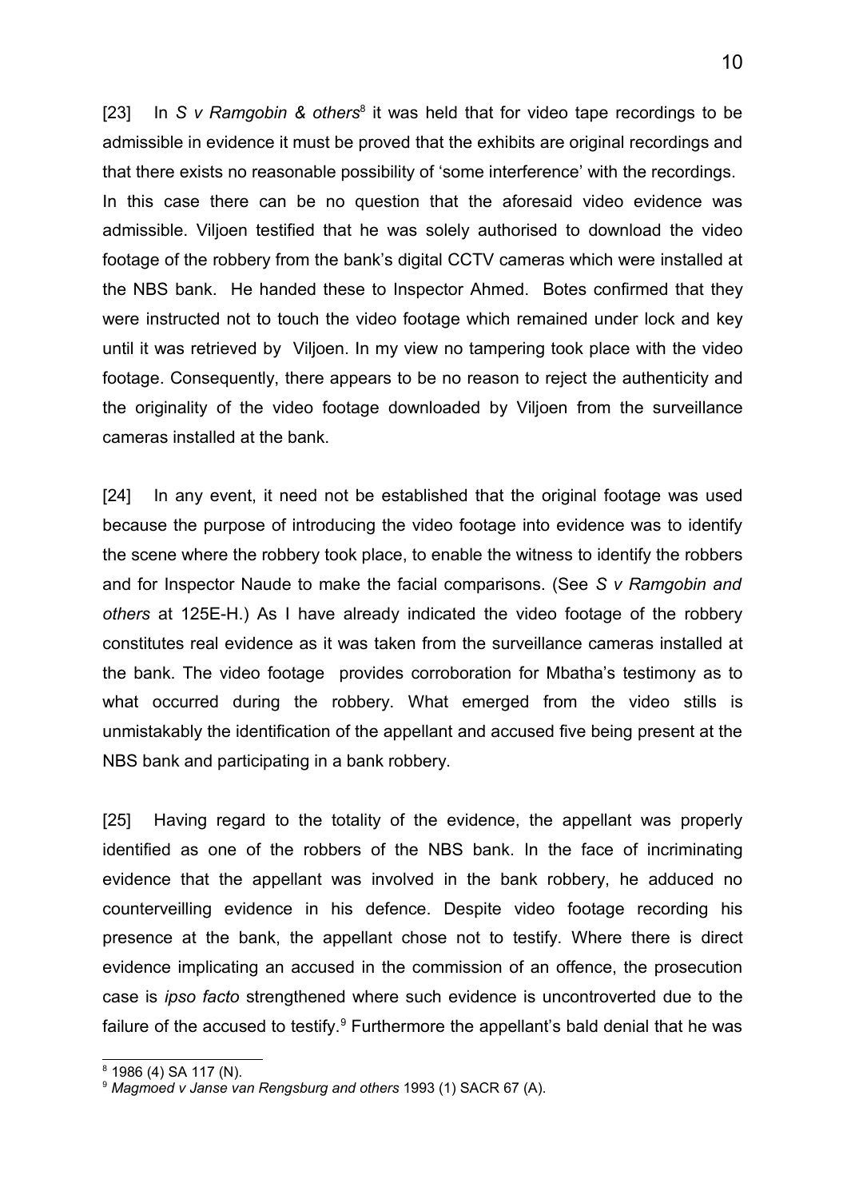[23] In *S v Ramgobin & others*[8] it was held that for video tape recordings to be admissible in evidence it must be proved that the exhibits are original recordings and that there exists no reasonable possibility of 'some interference' with the recordings. In this case there can be no question that the aforesaid video evidence was admissible. Viljoen testified that he was solely authorised to download the video footage of the robbery from the bank's digital CCTV cameras which were installed at the NBS bank. He handed these to Inspector Ahmed. Botes confirmed that they were instructed not to touch the video footage which remained under lock and key until it was retrieved by Viljoen. In my view no tampering took place with the video footage. Consequently, there appears to be no reason to reject the authenticity and the originality of the video footage downloaded by Viljoen from the surveillance cameras installed at the bank.

[24] In any event, it need not be established that the original footage was used because the purpose of introducing the video footage into evidence was to identify the scene where the robbery took place, to enable the witness to identify the robbers and for Inspector Naude to make the facial comparisons. (See *S v Ramgobin and others* at 125E-H.) As I have already indicated the video footage of the robbery constitutes real evidence as it was taken from the surveillance cameras installed at the bank. The video footage provides corroboration for Mbatha's testimony as to what occurred during the robbery. What emerged from the video stills is unmistakably the identification of the appellant and accused five being present at the NBS bank and participating in a bank robbery.

[25] Having regard to the totality of the evidence, the appellant was properly identified as one of the robbers of the NBS bank. In the face of incriminating evidence that the appellant was involved in the bank robbery, he adduced no counterveilling evidence in his defence. Despite video footage recording his presence at the bank, the appellant chose not to testify. Where there is direct evidence implicating an accused in the commission of an offence, the prosecution case is *ipso facto* strengthened where such evidence is uncontroverted due to the failure of the accused to testify.[9] Furthermore the appellant's bald denial that he was

---

[8] 1986 (4) SA 117 (N).

[9] *Magmoed v Janse van Rengsburg and others* 1993 (1) SACR 67 (A).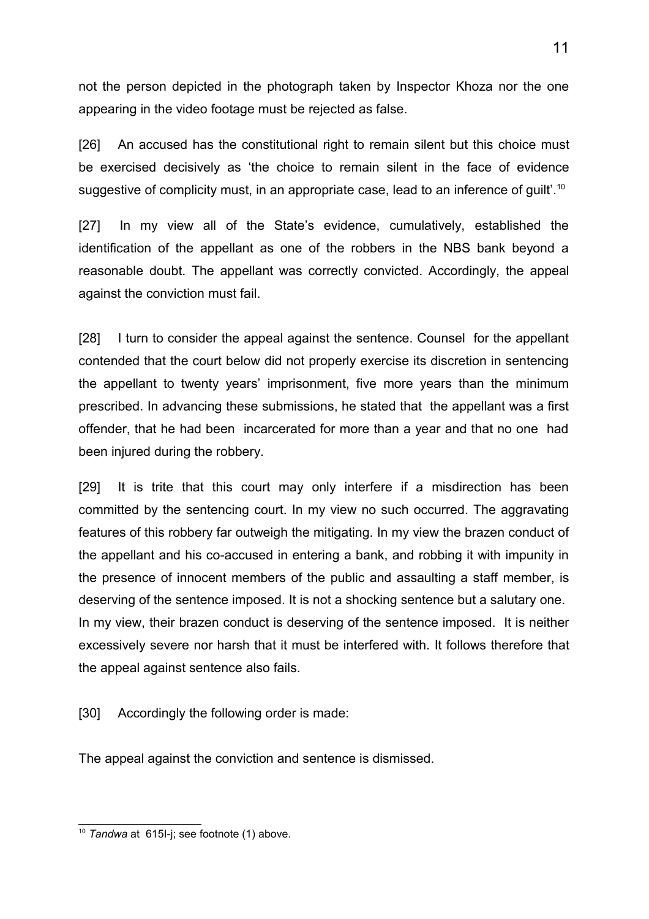not the person depicted in the photograph taken by Inspector Khoza nor the one appearing in the video footage must be rejected as false.

[26] An accused has the constitutional right to remain silent but this choice must be exercised decisively as 'the choice to remain silent in the face of evidence suggestive of complicity must, in an appropriate case, lead to an inference of guilt'.[10]

[27] In my view all of the State's evidence, cumulatively, established the identification of the appellant as one of the robbers in the NBS bank beyond a reasonable doubt. The appellant was correctly convicted. Accordingly, the appeal against the conviction must fail.

[28] I turn to consider the appeal against the sentence. Counsel for the appellant contended that the court below did not properly exercise its discretion in sentencing the appellant to twenty years' imprisonment, five more years than the minimum prescribed. In advancing these submissions, he stated that the appellant was a first offender, that he had been incarcerated for more than a year and that no one had been injured during the robbery.

[29] It is trite that this court may only interfere if a misdirection has been committed by the sentencing court. In my view no such occurred. The aggravating features of this robbery far outweigh the mitigating. In my view the brazen conduct of the appellant and his co-accused in entering a bank, and robbing it with impunity in the presence of innocent members of the public and assaulting a staff member, is deserving of the sentence imposed. It is not a shocking sentence but a salutary one. In my view, their brazen conduct is deserving of the sentence imposed. It is neither excessively severe nor harsh that it must be interfered with. It follows therefore that the appeal against sentence also fails.

[30] Accordingly the following order is made:

The appeal against the conviction and sentence is dismissed.

---

[10] *Tandwa* at 615I-j; see footnote (1) above.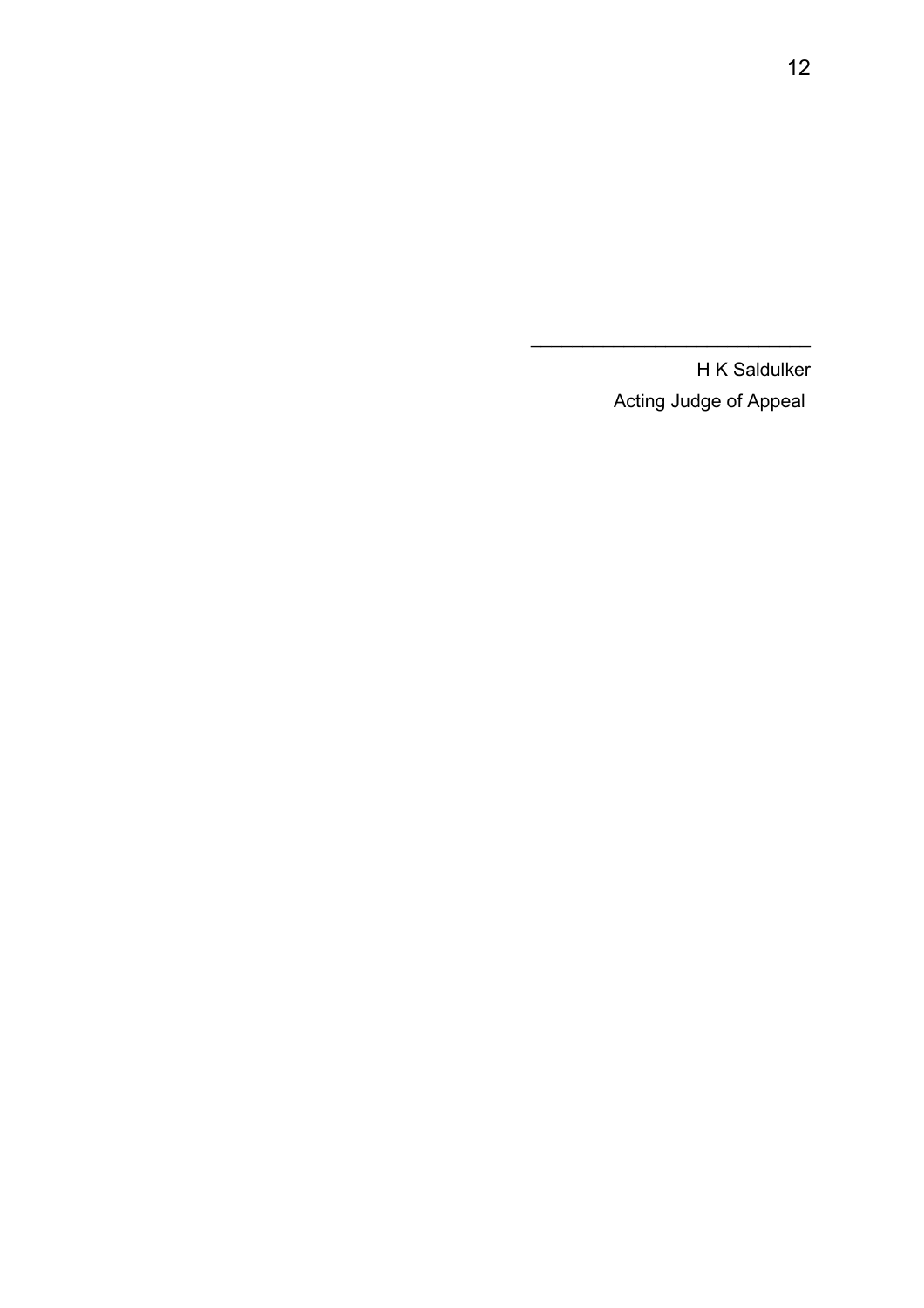\_\_\_\_\_\_\_\_\_\_\_\_\_\_\_\_\_\_\_\_\_\_\_\_\_\_\_\_\_

H K Saldulker

Acting Judge of Appeal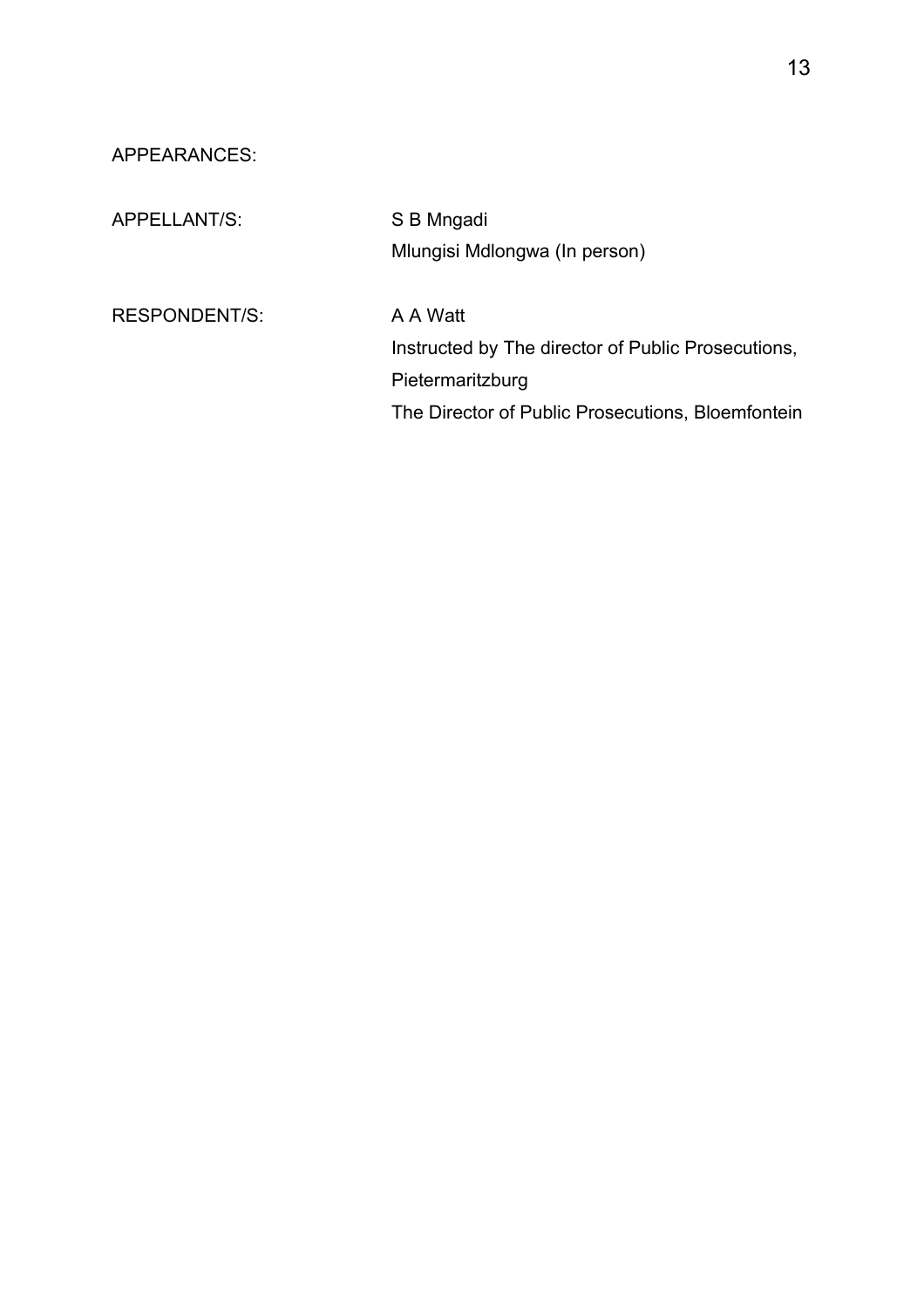APPEARANCES:

| | |
|---|---|
| APPELLANT/S: | S B Mngadi |
| | Mlungisi Mdlongwa (In person) |
| RESPONDENT/S: | A A Watt |
| | Instructed by The director of Public Prosecutions, Pietermaritzburg |
| | The Director of Public Prosecutions, Bloemfontein |